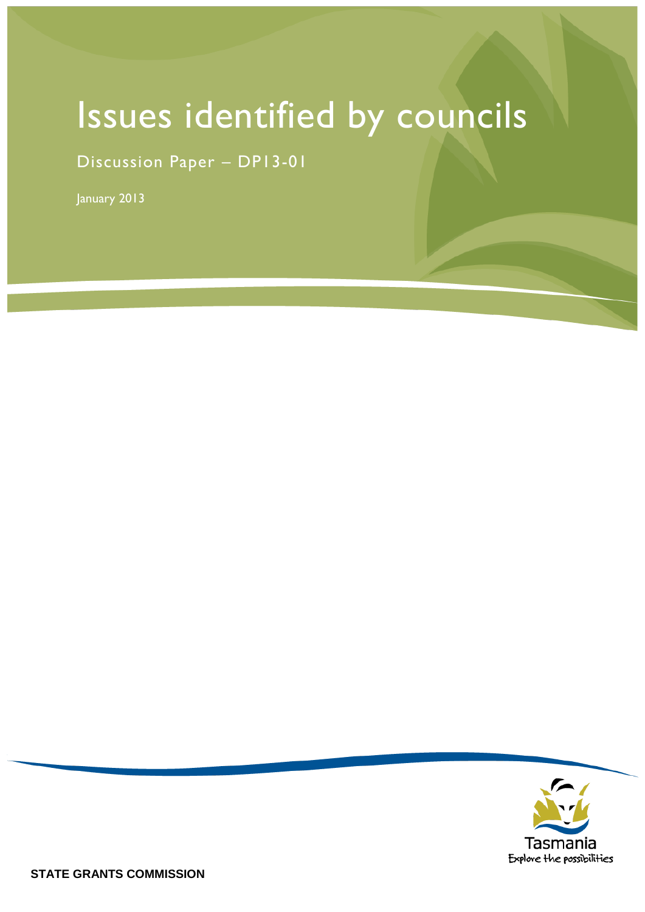# Issues identified by councils

Discussion Paper – DP13-01

January 2013

Tasmania
Explore the possibilities

**STATE GRANTS COMMISSION**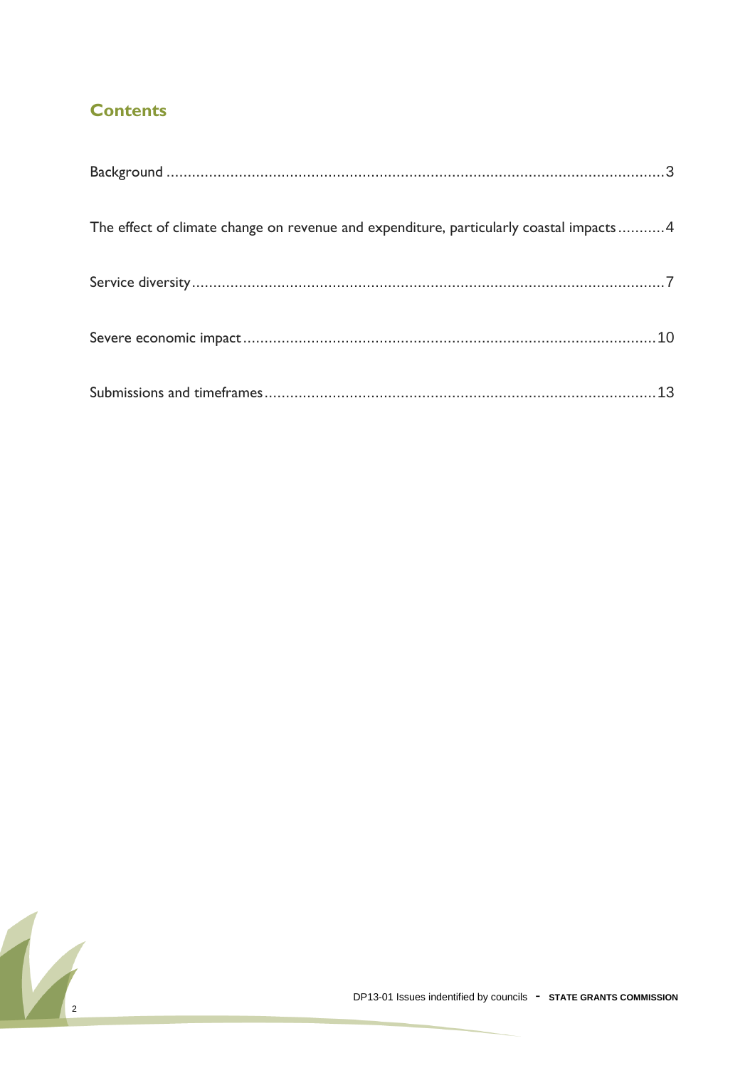## Contents

Background ..........3

The effect of climate change on revenue and expenditure, particularly coastal impacts ..........4

Service diversity ..........7

Severe economic impact ..........10

Submissions and timeframes ..........13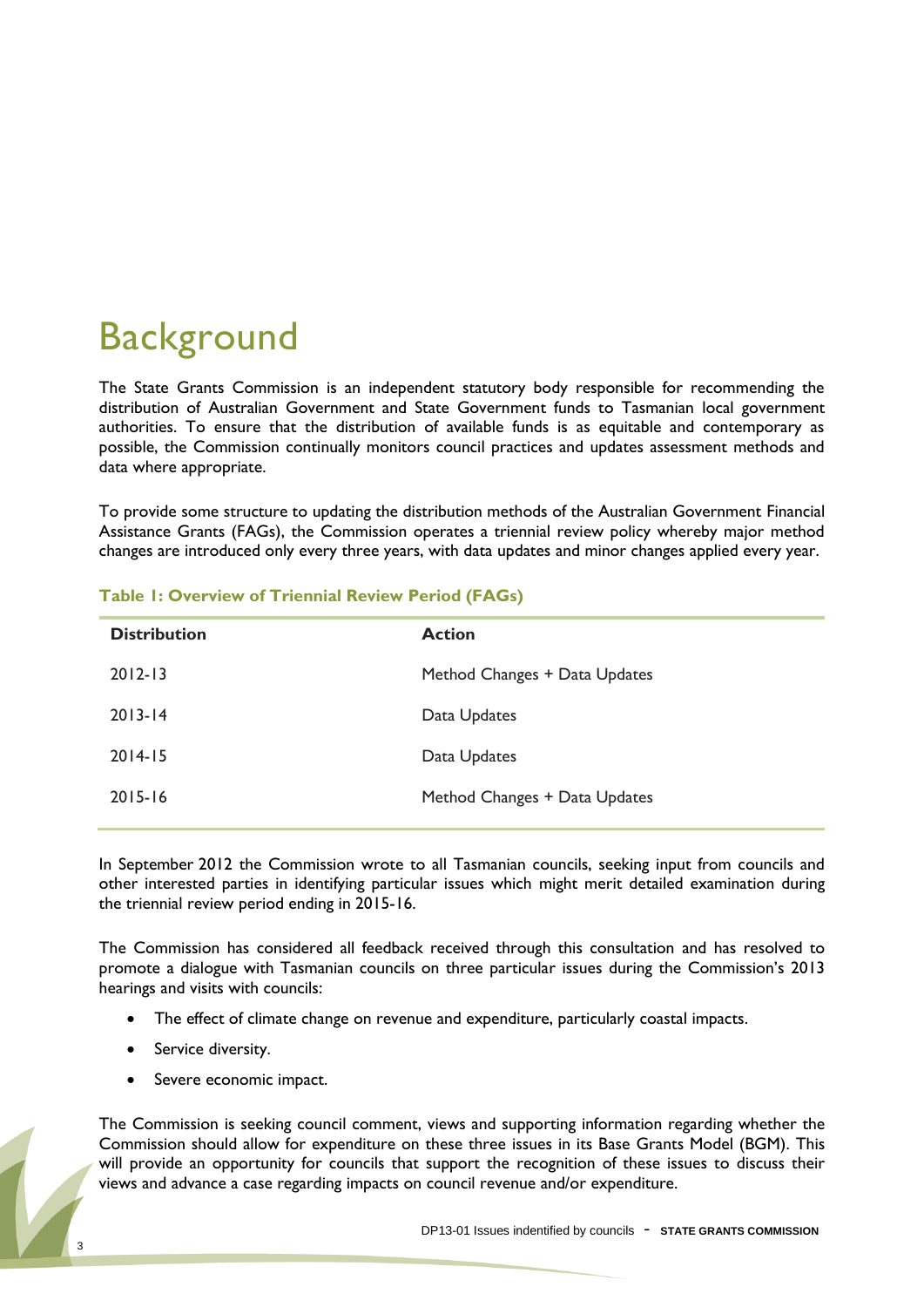# Background

The State Grants Commission is an independent statutory body responsible for recommending the distribution of Australian Government and State Government funds to Tasmanian local government authorities. To ensure that the distribution of available funds is as equitable and contemporary as possible, the Commission continually monitors council practices and updates assessment methods and data where appropriate.

To provide some structure to updating the distribution methods of the Australian Government Financial Assistance Grants (FAGs), the Commission operates a triennial review policy whereby major method changes are introduced only every three years, with data updates and minor changes applied every year.

**Table 1: Overview of Triennial Review Period (FAGs)**

| Distribution | Action |
|---|---|
| 2012-13 | Method Changes + Data Updates |
| 2013-14 | Data Updates |
| 2014-15 | Data Updates |
| 2015-16 | Method Changes + Data Updates |

In September 2012 the Commission wrote to all Tasmanian councils, seeking input from councils and other interested parties in identifying particular issues which might merit detailed examination during the triennial review period ending in 2015-16.

The Commission has considered all feedback received through this consultation and has resolved to promote a dialogue with Tasmanian councils on three particular issues during the Commission's 2013 hearings and visits with councils:

- The effect of climate change on revenue and expenditure, particularly coastal impacts.
- Service diversity.
- Severe economic impact.

The Commission is seeking council comment, views and supporting information regarding whether the Commission should allow for expenditure on these three issues in its Base Grants Model (BGM). This will provide an opportunity for councils that support the recognition of these issues to discuss their views and advance a case regarding impacts on council revenue and/or expenditure.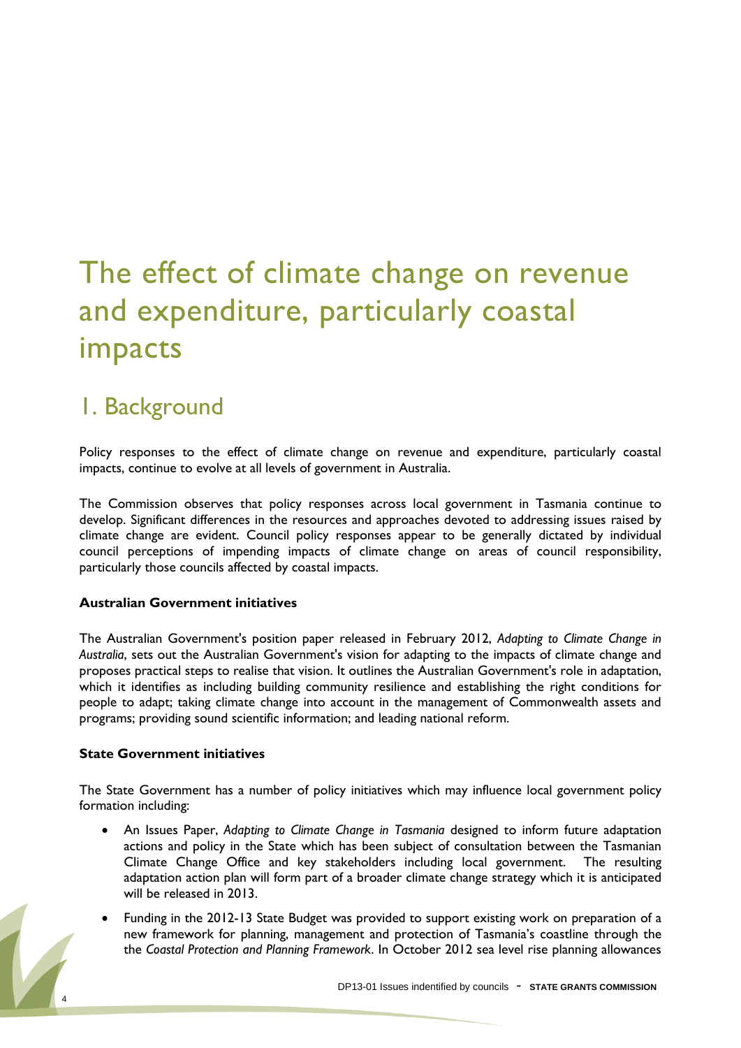# The effect of climate change on revenue and expenditure, particularly coastal impacts

## 1. Background

Policy responses to the effect of climate change on revenue and expenditure, particularly coastal impacts, continue to evolve at all levels of government in Australia.

The Commission observes that policy responses across local government in Tasmania continue to develop. Significant differences in the resources and approaches devoted to addressing issues raised by climate change are evident. Council policy responses appear to be generally dictated by individual council perceptions of impending impacts of climate change on areas of council responsibility, particularly those councils affected by coastal impacts.

**Australian Government initiatives**

The Australian Government's position paper released in February 2012, *Adapting to Climate Change in Australia*, sets out the Australian Government's vision for adapting to the impacts of climate change and proposes practical steps to realise that vision. It outlines the Australian Government's role in adaptation, which it identifies as including building community resilience and establishing the right conditions for people to adapt; taking climate change into account in the management of Commonwealth assets and programs; providing sound scientific information; and leading national reform.

**State Government initiatives**

The State Government has a number of policy initiatives which may influence local government policy formation including:

- An Issues Paper, *Adapting to Climate Change in Tasmania* designed to inform future adaptation actions and policy in the State which has been subject of consultation between the Tasmanian Climate Change Office and key stakeholders including local government. The resulting adaptation action plan will form part of a broader climate change strategy which it is anticipated will be released in 2013.
- Funding in the 2012-13 State Budget was provided to support existing work on preparation of a new framework for planning, management and protection of Tasmania's coastline through the the *Coastal Protection and Planning Framework*. In October 2012 sea level rise planning allowances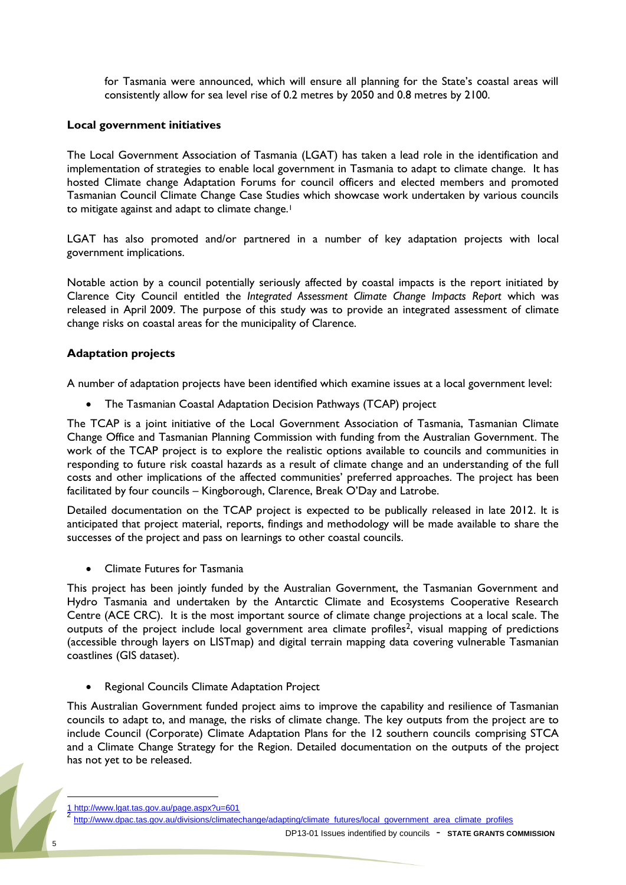for Tasmania were announced, which will ensure all planning for the State's coastal areas will consistently allow for sea level rise of 0.2 metres by 2050 and 0.8 metres by 2100.

**Local government initiatives**

The Local Government Association of Tasmania (LGAT) has taken a lead role in the identification and implementation of strategies to enable local government in Tasmania to adapt to climate change. It has hosted Climate change Adaptation Forums for council officers and elected members and promoted Tasmanian Council Climate Change Case Studies which showcase work undertaken by various councils to mitigate against and adapt to climate change.[1]

LGAT has also promoted and/or partnered in a number of key adaptation projects with local government implications.

Notable action by a council potentially seriously affected by coastal impacts is the report initiated by Clarence City Council entitled the *Integrated Assessment Climate Change Impacts Report* which was released in April 2009. The purpose of this study was to provide an integrated assessment of climate change risks on coastal areas for the municipality of Clarence.

**Adaptation projects**

A number of adaptation projects have been identified which examine issues at a local government level:

- The Tasmanian Coastal Adaptation Decision Pathways (TCAP) project

The TCAP is a joint initiative of the Local Government Association of Tasmania, Tasmanian Climate Change Office and Tasmanian Planning Commission with funding from the Australian Government. The work of the TCAP project is to explore the realistic options available to councils and communities in responding to future risk coastal hazards as a result of climate change and an understanding of the full costs and other implications of the affected communities' preferred approaches. The project has been facilitated by four councils – Kingborough, Clarence, Break O'Day and Latrobe.

Detailed documentation on the TCAP project is expected to be publically released in late 2012. It is anticipated that project material, reports, findings and methodology will be made available to share the successes of the project and pass on learnings to other coastal councils.

- Climate Futures for Tasmania

This project has been jointly funded by the Australian Government, the Tasmanian Government and Hydro Tasmania and undertaken by the Antarctic Climate and Ecosystems Cooperative Research Centre (ACE CRC). It is the most important source of climate change projections at a local scale. The outputs of the project include local government area climate profiles[2], visual mapping of predictions (accessible through layers on LISTmap) and digital terrain mapping data covering vulnerable Tasmanian coastlines (GIS dataset).

- Regional Councils Climate Adaptation Project

This Australian Government funded project aims to improve the capability and resilience of Tasmanian councils to adapt to, and manage, the risks of climate change. The key outputs from the project are to include Council (Corporate) Climate Adaptation Plans for the 12 southern councils comprising STCA and a Climate Change Strategy for the Region. Detailed documentation on the outputs of the project has not yet to be released.

---

[1] http://www.lgat.tas.gov.au/page.aspx?u=601

[2] http://www.dpac.tas.gov.au/divisions/climatechange/adapting/climate_futures/local_government_area_climate_profiles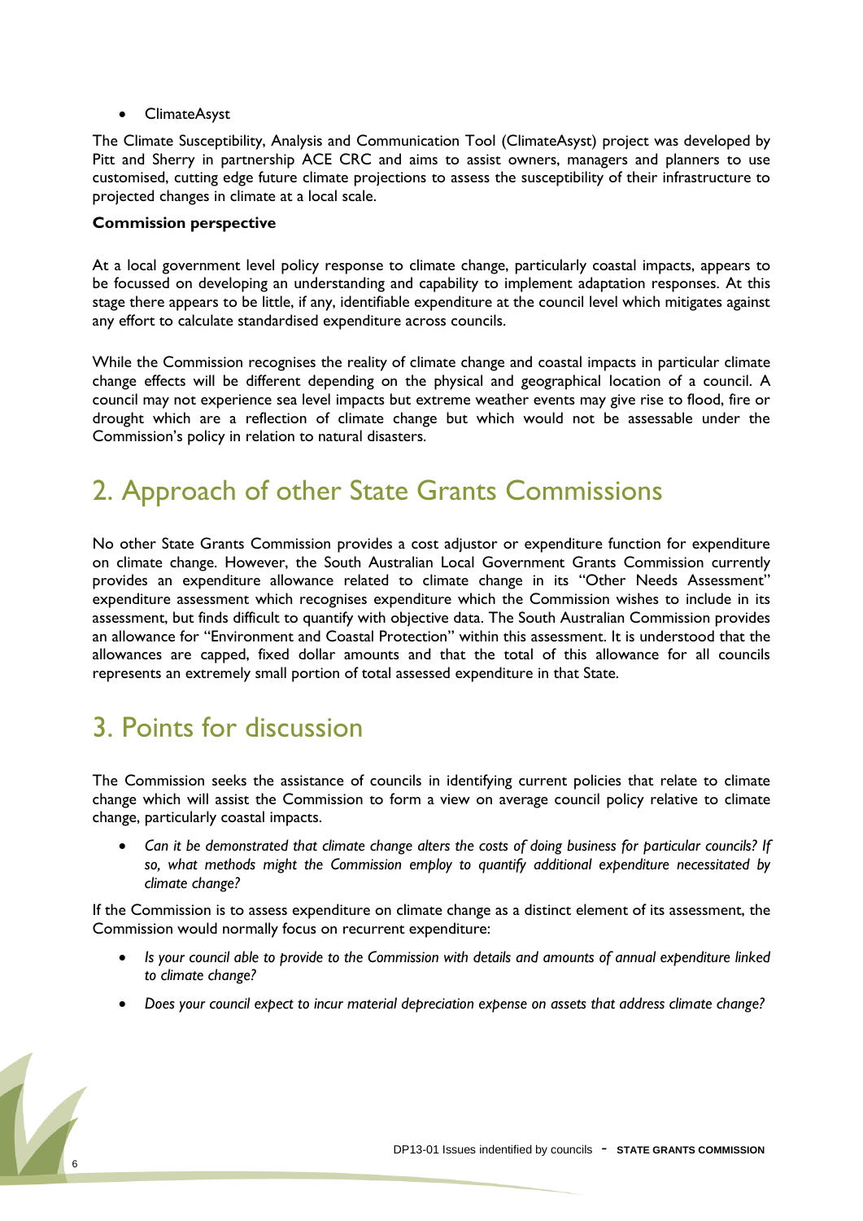- ClimateAsyst

The Climate Susceptibility, Analysis and Communication Tool (ClimateAsyst) project was developed by Pitt and Sherry in partnership ACE CRC and aims to assist owners, managers and planners to use customised, cutting edge future climate projections to assess the susceptibility of their infrastructure to projected changes in climate at a local scale.

**Commission perspective**

At a local government level policy response to climate change, particularly coastal impacts, appears to be focussed on developing an understanding and capability to implement adaptation responses. At this stage there appears to be little, if any, identifiable expenditure at the council level which mitigates against any effort to calculate standardised expenditure across councils.

While the Commission recognises the reality of climate change and coastal impacts in particular climate change effects will be different depending on the physical and geographical location of a council. A council may not experience sea level impacts but extreme weather events may give rise to flood, fire or drought which are a reflection of climate change but which would not be assessable under the Commission's policy in relation to natural disasters.

# 2. Approach of other State Grants Commissions

No other State Grants Commission provides a cost adjustor or expenditure function for expenditure on climate change. However, the South Australian Local Government Grants Commission currently provides an expenditure allowance related to climate change in its "Other Needs Assessment" expenditure assessment which recognises expenditure which the Commission wishes to include in its assessment, but finds difficult to quantify with objective data. The South Australian Commission provides an allowance for "Environment and Coastal Protection" within this assessment. It is understood that the allowances are capped, fixed dollar amounts and that the total of this allowance for all councils represents an extremely small portion of total assessed expenditure in that State.

# 3. Points for discussion

The Commission seeks the assistance of councils in identifying current policies that relate to climate change which will assist the Commission to form a view on average council policy relative to climate change, particularly coastal impacts.

- *Can it be demonstrated that climate change alters the costs of doing business for particular councils? If so, what methods might the Commission employ to quantify additional expenditure necessitated by climate change?*

If the Commission is to assess expenditure on climate change as a distinct element of its assessment, the Commission would normally focus on recurrent expenditure:

- *Is your council able to provide to the Commission with details and amounts of annual expenditure linked to climate change?*
- *Does your council expect to incur material depreciation expense on assets that address climate change?*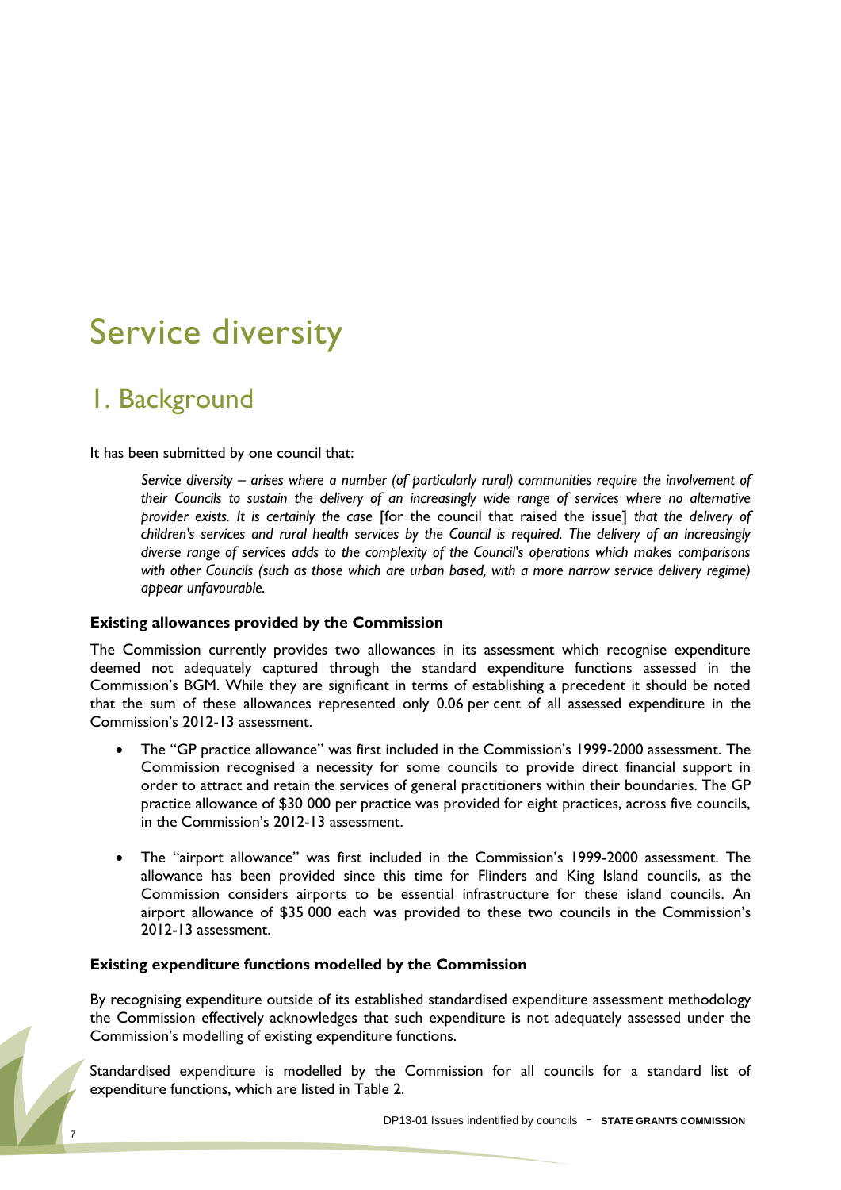# Service diversity

## 1. Background

It has been submitted by one council that:

> *Service diversity – arises where a number (of particularly rural) communities require the involvement of their Councils to sustain the delivery of an increasingly wide range of services where no alternative provider exists. It is certainly the case* [for the council that raised the issue] *that the delivery of children's services and rural health services by the Council is required. The delivery of an increasingly diverse range of services adds to the complexity of the Council's operations which makes comparisons with other Councils (such as those which are urban based, with a more narrow service delivery regime) appear unfavourable.*

### Existing allowances provided by the Commission

The Commission currently provides two allowances in its assessment which recognise expenditure deemed not adequately captured through the standard expenditure functions assessed in the Commission's BGM. While they are significant in terms of establishing a precedent it should be noted that the sum of these allowances represented only 0.06 per cent of all assessed expenditure in the Commission's 2012-13 assessment.

- The "GP practice allowance" was first included in the Commission's 1999-2000 assessment. The Commission recognised a necessity for some councils to provide direct financial support in order to attract and retain the services of general practitioners within their boundaries. The GP practice allowance of $30 000 per practice was provided for eight practices, across five councils, in the Commission's 2012-13 assessment.

- The "airport allowance" was first included in the Commission's 1999-2000 assessment. The allowance has been provided since this time for Flinders and King Island councils, as the Commission considers airports to be essential infrastructure for these island councils. An airport allowance of $35 000 each was provided to these two councils in the Commission's 2012-13 assessment.

### Existing expenditure functions modelled by the Commission

By recognising expenditure outside of its established standardised expenditure assessment methodology the Commission effectively acknowledges that such expenditure is not adequately assessed under the Commission's modelling of existing expenditure functions.

Standardised expenditure is modelled by the Commission for all councils for a standard list of expenditure functions, which are listed in Table 2.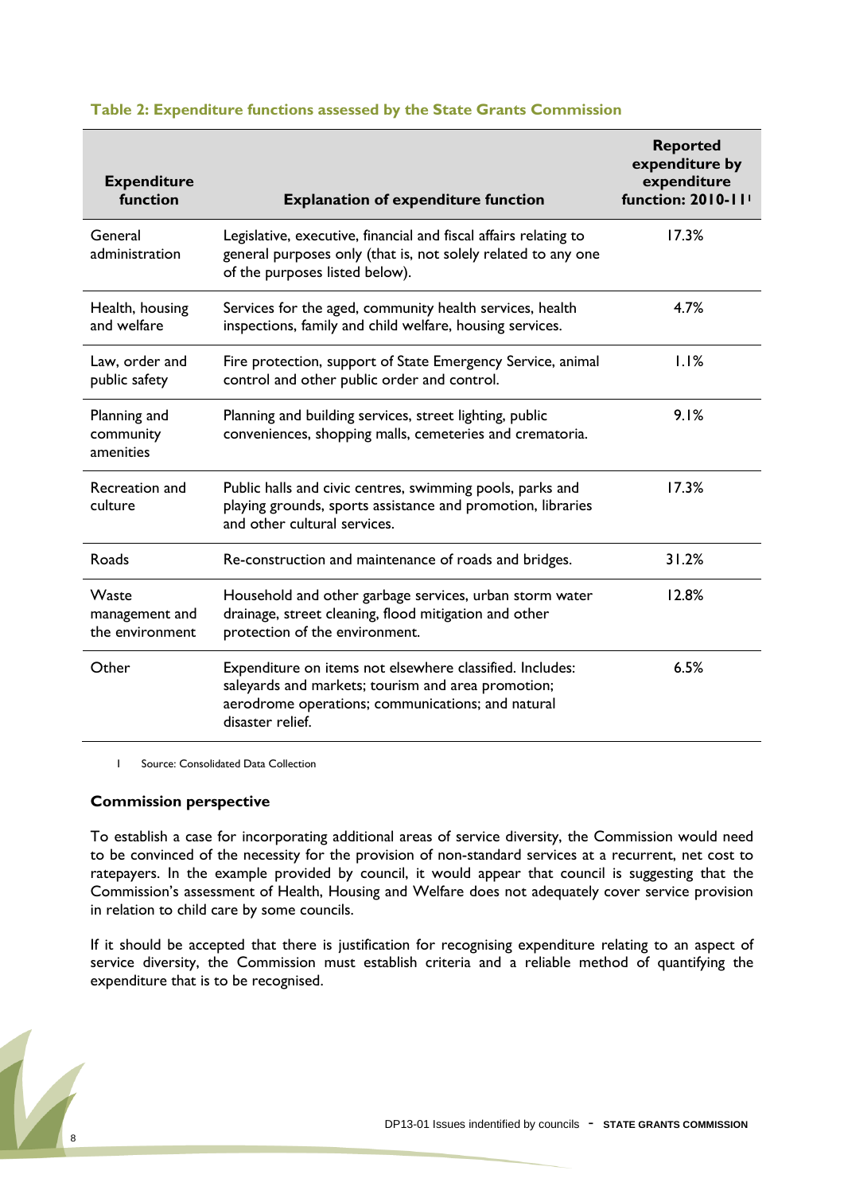**Table 2: Expenditure functions assessed by the State Grants Commission**

| Expenditure function | Explanation of expenditure function | Reported expenditure by expenditure function: 2010-11[1] |
|---|---|---|
| General administration | Legislative, executive, financial and fiscal affairs relating to general purposes only (that is, not solely related to any one of the purposes listed below). | 17.3% |
| Health, housing and welfare | Services for the aged, community health services, health inspections, family and child welfare, housing services. | 4.7% |
| Law, order and public safety | Fire protection, support of State Emergency Service, animal control and other public order and control. | 1.1% |
| Planning and community amenities | Planning and building services, street lighting, public conveniences, shopping malls, cemeteries and crematoria. | 9.1% |
| Recreation and culture | Public halls and civic centres, swimming pools, parks and playing grounds, sports assistance and promotion, libraries and other cultural services. | 17.3% |
| Roads | Re-construction and maintenance of roads and bridges. | 31.2% |
| Waste management and the environment | Household and other garbage services, urban storm water drainage, street cleaning, flood mitigation and other protection of the environment. | 12.8% |
| Other | Expenditure on items not elsewhere classified. Includes: saleyards and markets; tourism and area promotion; aerodrome operations; communications; and natural disaster relief. | 6.5% |

1 Source: Consolidated Data Collection

**Commission perspective**

To establish a case for incorporating additional areas of service diversity, the Commission would need to be convinced of the necessity for the provision of non-standard services at a recurrent, net cost to ratepayers. In the example provided by council, it would appear that council is suggesting that the Commission's assessment of Health, Housing and Welfare does not adequately cover service provision in relation to child care by some councils.

If it should be accepted that there is justification for recognising expenditure relating to an aspect of service diversity, the Commission must establish criteria and a reliable method of quantifying the expenditure that is to be recognised.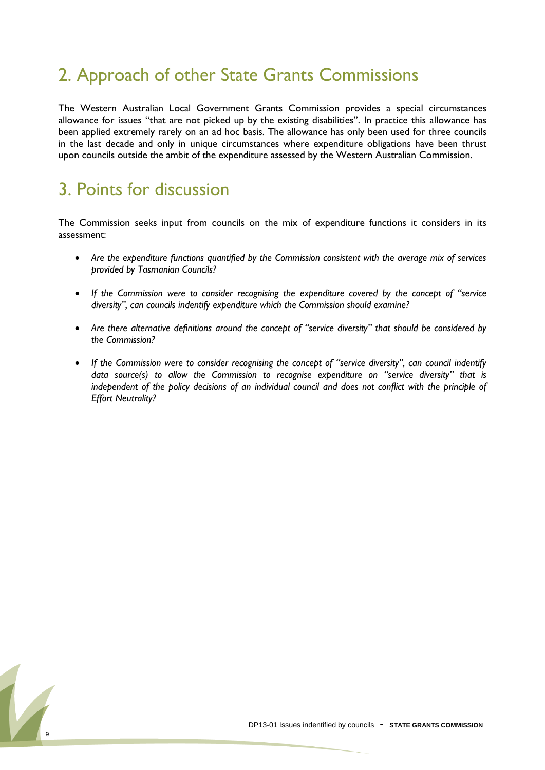## 2. Approach of other State Grants Commissions

The Western Australian Local Government Grants Commission provides a special circumstances allowance for issues "that are not picked up by the existing disabilities". In practice this allowance has been applied extremely rarely on an ad hoc basis. The allowance has only been used for three councils in the last decade and only in unique circumstances where expenditure obligations have been thrust upon councils outside the ambit of the expenditure assessed by the Western Australian Commission.

## 3. Points for discussion

The Commission seeks input from councils on the mix of expenditure functions it considers in its assessment:

- *Are the expenditure functions quantified by the Commission consistent with the average mix of services provided by Tasmanian Councils?*
- *If the Commission were to consider recognising the expenditure covered by the concept of "service diversity", can councils indentify expenditure which the Commission should examine?*
- *Are there alternative definitions around the concept of "service diversity" that should be considered by the Commission?*
- *If the Commission were to consider recognising the concept of "service diversity", can council indentify data source(s) to allow the Commission to recognise expenditure on "service diversity" that is independent of the policy decisions of an individual council and does not conflict with the principle of Effort Neutrality?*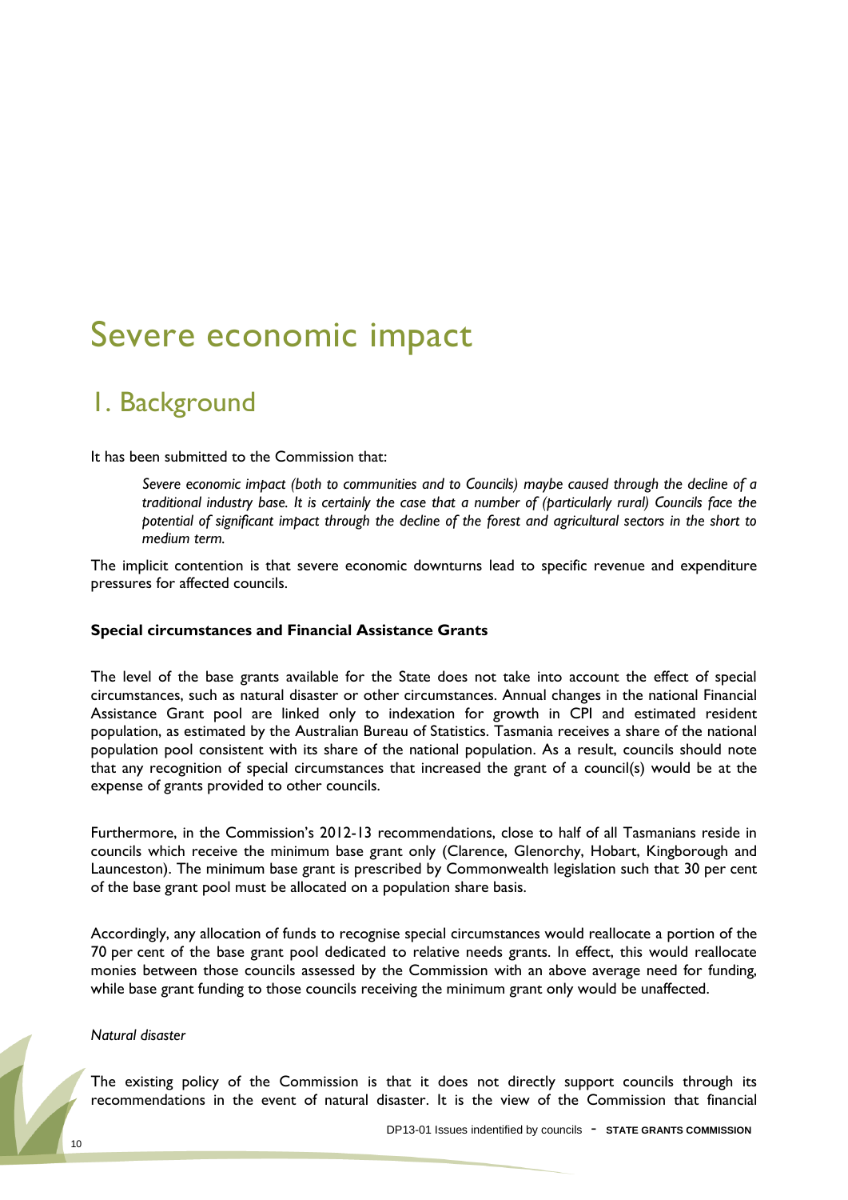# Severe economic impact

## 1. Background

It has been submitted to the Commission that:

> *Severe economic impact (both to communities and to Councils) maybe caused through the decline of a traditional industry base. It is certainly the case that a number of (particularly rural) Councils face the potential of significant impact through the decline of the forest and agricultural sectors in the short to medium term.*

The implicit contention is that severe economic downturns lead to specific revenue and expenditure pressures for affected councils.

### Special circumstances and Financial Assistance Grants

The level of the base grants available for the State does not take into account the effect of special circumstances, such as natural disaster or other circumstances. Annual changes in the national Financial Assistance Grant pool are linked only to indexation for growth in CPI and estimated resident population, as estimated by the Australian Bureau of Statistics. Tasmania receives a share of the national population pool consistent with its share of the national population. As a result, councils should note that any recognition of special circumstances that increased the grant of a council(s) would be at the expense of grants provided to other councils.

Furthermore, in the Commission's 2012-13 recommendations, close to half of all Tasmanians reside in councils which receive the minimum base grant only (Clarence, Glenorchy, Hobart, Kingborough and Launceston). The minimum base grant is prescribed by Commonwealth legislation such that 30 per cent of the base grant pool must be allocated on a population share basis.

Accordingly, any allocation of funds to recognise special circumstances would reallocate a portion of the 70 per cent of the base grant pool dedicated to relative needs grants. In effect, this would reallocate monies between those councils assessed by the Commission with an above average need for funding, while base grant funding to those councils receiving the minimum grant only would be unaffected.

*Natural disaster*

The existing policy of the Commission is that it does not directly support councils through its recommendations in the event of natural disaster. It is the view of the Commission that financial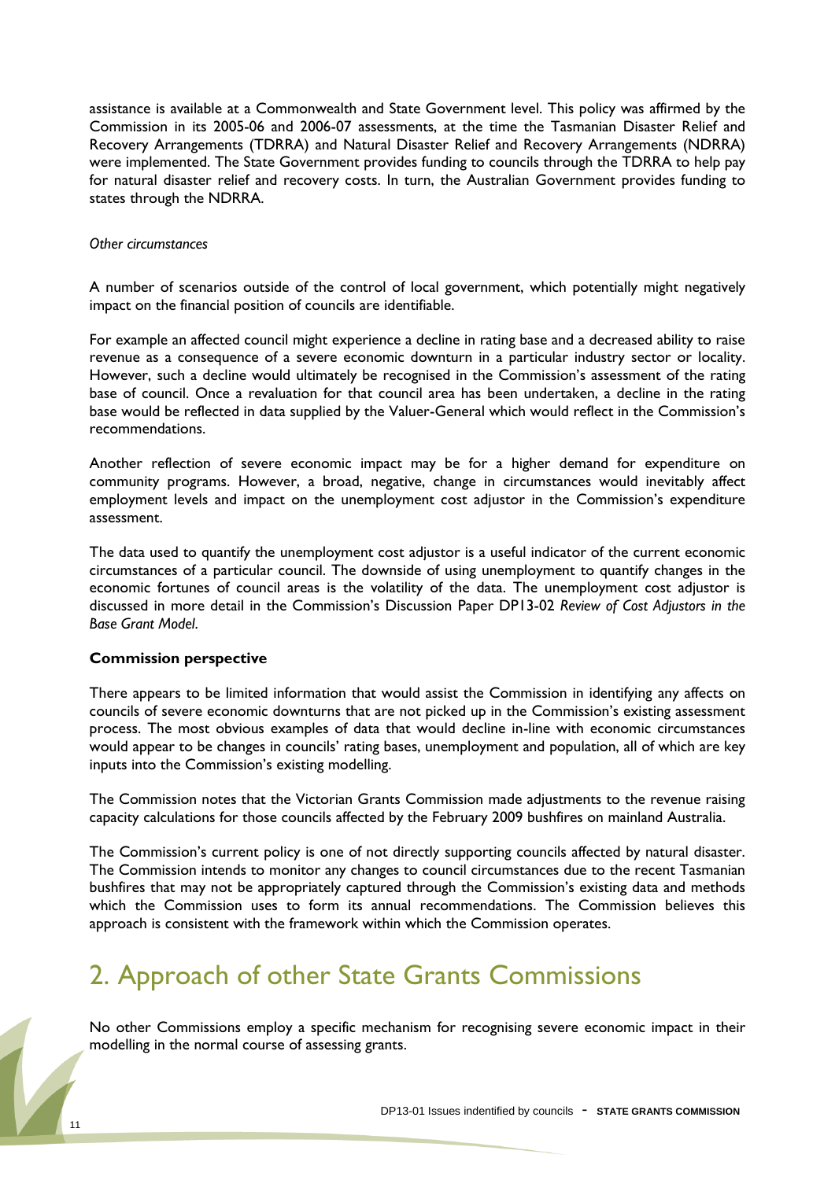assistance is available at a Commonwealth and State Government level. This policy was affirmed by the Commission in its 2005-06 and 2006-07 assessments, at the time the Tasmanian Disaster Relief and Recovery Arrangements (TDRRA) and Natural Disaster Relief and Recovery Arrangements (NDRRA) were implemented. The State Government provides funding to councils through the TDRRA to help pay for natural disaster relief and recovery costs. In turn, the Australian Government provides funding to states through the NDRRA.

*Other circumstances*

A number of scenarios outside of the control of local government, which potentially might negatively impact on the financial position of councils are identifiable.

For example an affected council might experience a decline in rating base and a decreased ability to raise revenue as a consequence of a severe economic downturn in a particular industry sector or locality. However, such a decline would ultimately be recognised in the Commission's assessment of the rating base of council. Once a revaluation for that council area has been undertaken, a decline in the rating base would be reflected in data supplied by the Valuer-General which would reflect in the Commission's recommendations.

Another reflection of severe economic impact may be for a higher demand for expenditure on community programs. However, a broad, negative, change in circumstances would inevitably affect employment levels and impact on the unemployment cost adjustor in the Commission's expenditure assessment.

The data used to quantify the unemployment cost adjustor is a useful indicator of the current economic circumstances of a particular council. The downside of using unemployment to quantify changes in the economic fortunes of council areas is the volatility of the data. The unemployment cost adjustor is discussed in more detail in the Commission's Discussion Paper DP13-02 *Review of Cost Adjustors in the Base Grant Model*.

**Commission perspective**

There appears to be limited information that would assist the Commission in identifying any affects on councils of severe economic downturns that are not picked up in the Commission's existing assessment process. The most obvious examples of data that would decline in-line with economic circumstances would appear to be changes in councils' rating bases, unemployment and population, all of which are key inputs into the Commission's existing modelling.

The Commission notes that the Victorian Grants Commission made adjustments to the revenue raising capacity calculations for those councils affected by the February 2009 bushfires on mainland Australia.

The Commission's current policy is one of not directly supporting councils affected by natural disaster. The Commission intends to monitor any changes to council circumstances due to the recent Tasmanian bushfires that may not be appropriately captured through the Commission's existing data and methods which the Commission uses to form its annual recommendations. The Commission believes this approach is consistent with the framework within which the Commission operates.

# 2. Approach of other State Grants Commissions

No other Commissions employ a specific mechanism for recognising severe economic impact in their modelling in the normal course of assessing grants.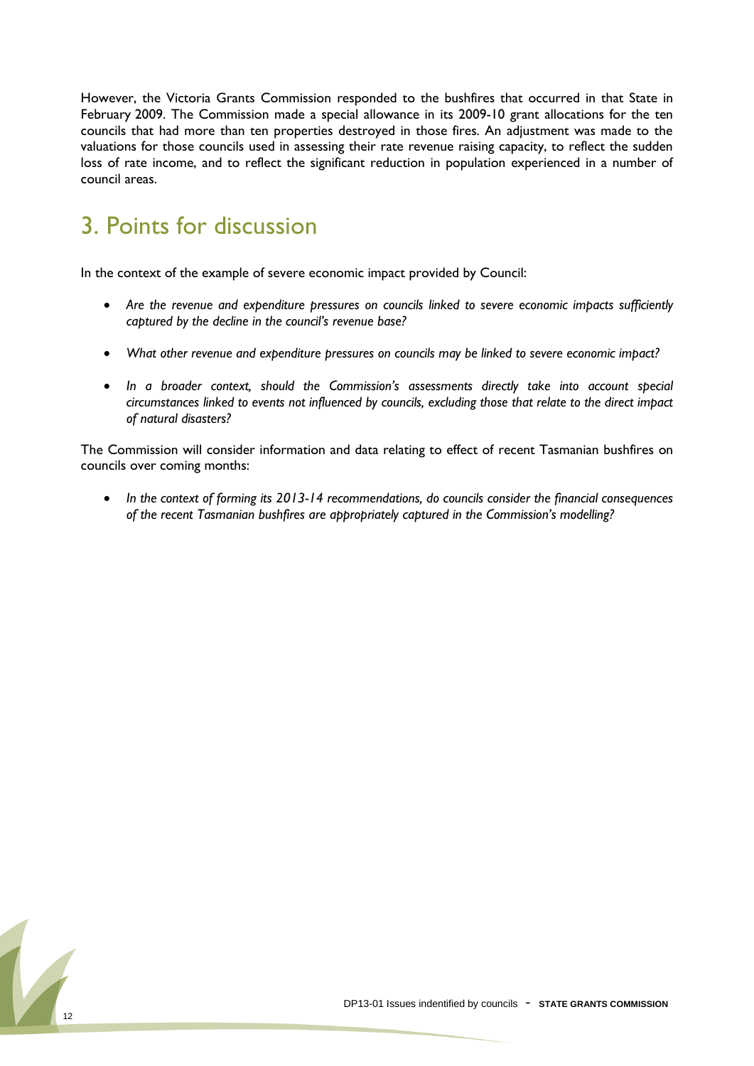However, the Victoria Grants Commission responded to the bushfires that occurred in that State in February 2009. The Commission made a special allowance in its 2009-10 grant allocations for the ten councils that had more than ten properties destroyed in those fires. An adjustment was made to the valuations for those councils used in assessing their rate revenue raising capacity, to reflect the sudden loss of rate income, and to reflect the significant reduction in population experienced in a number of council areas.

# 3. Points for discussion

In the context of the example of severe economic impact provided by Council:

- *Are the revenue and expenditure pressures on councils linked to severe economic impacts sufficiently captured by the decline in the council's revenue base?*
- *What other revenue and expenditure pressures on councils may be linked to severe economic impact?*
- *In a broader context, should the Commission's assessments directly take into account special circumstances linked to events not influenced by councils, excluding those that relate to the direct impact of natural disasters?*

The Commission will consider information and data relating to effect of recent Tasmanian bushfires on councils over coming months:

- *In the context of forming its 2013-14 recommendations, do councils consider the financial consequences of the recent Tasmanian bushfires are appropriately captured in the Commission's modelling?*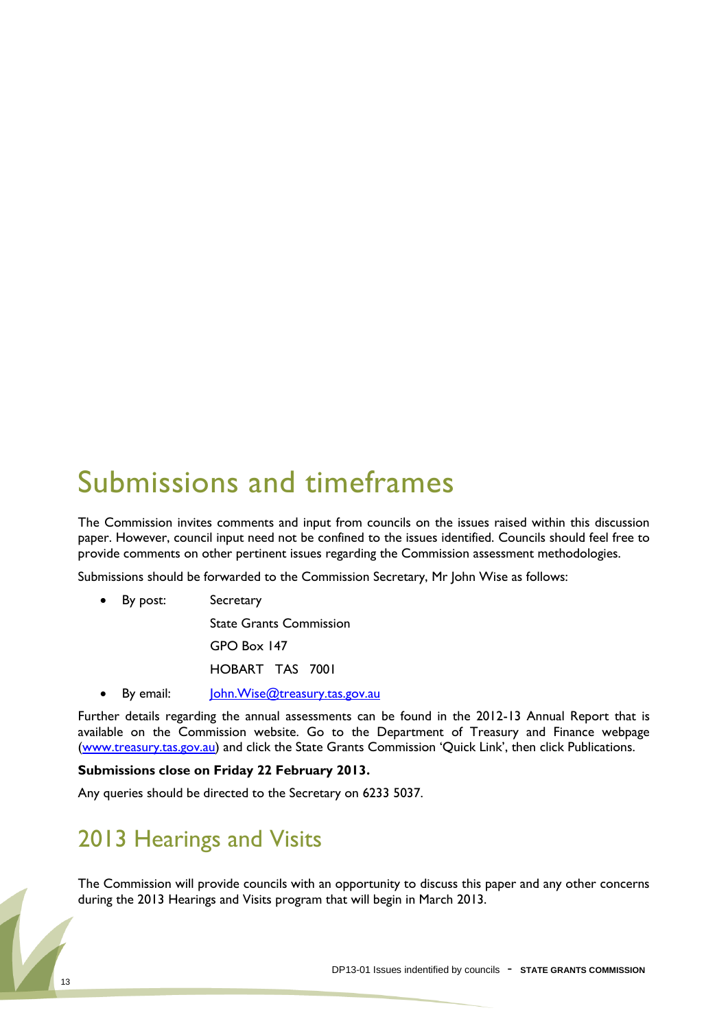# Submissions and timeframes

The Commission invites comments and input from councils on the issues raised within this discussion paper. However, council input need not be confined to the issues identified. Councils should feel free to provide comments on other pertinent issues regarding the Commission assessment methodologies.

Submissions should be forwarded to the Commission Secretary, Mr John Wise as follows:

- By post: Secretary
  State Grants Commission
  GPO Box 147
  HOBART TAS 7001
- By email: John.Wise@treasury.tas.gov.au

Further details regarding the annual assessments can be found in the 2012-13 Annual Report that is available on the Commission website. Go to the Department of Treasury and Finance webpage (www.treasury.tas.gov.au) and click the State Grants Commission 'Quick Link', then click Publications.

**Submissions close on Friday 22 February 2013.**

Any queries should be directed to the Secretary on 6233 5037.

## 2013 Hearings and Visits

The Commission will provide councils with an opportunity to discuss this paper and any other concerns during the 2013 Hearings and Visits program that will begin in March 2013.